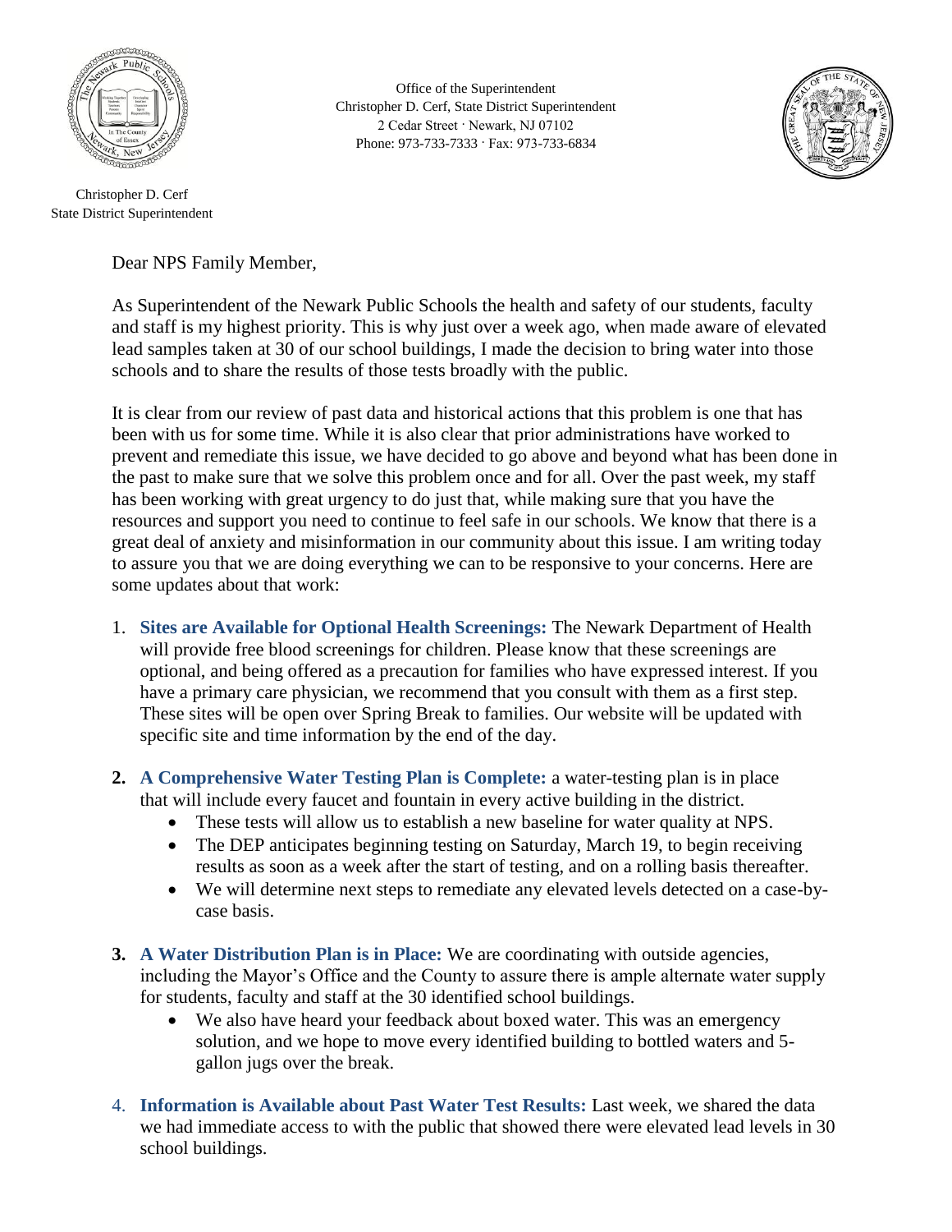Office of the Superintendent
Christopher D. Cerf, State District Superintendent
2 Cedar Street · Newark, NJ 07102
Phone: 973-733-7333 · Fax: 973-733-6834

Christopher D. Cerf
State District Superintendent

Dear NPS Family Member,

As Superintendent of the Newark Public Schools the health and safety of our students, faculty and staff is my highest priority. This is why just over a week ago, when made aware of elevated lead samples taken at 30 of our school buildings, I made the decision to bring water into those schools and to share the results of those tests broadly with the public.

It is clear from our review of past data and historical actions that this problem is one that has been with us for some time. While it is also clear that prior administrations have worked to prevent and remediate this issue, we have decided to go above and beyond what has been done in the past to make sure that we solve this problem once and for all. Over the past week, my staff has been working with great urgency to do just that, while making sure that you have the resources and support you need to continue to feel safe in our schools. We know that there is a great deal of anxiety and misinformation in our community about this issue. I am writing today to assure you that we are doing everything we can to be responsive to your concerns. Here are some updates about that work:

1. **Sites are Available for Optional Health Screenings:** The Newark Department of Health will provide free blood screenings for children. Please know that these screenings are optional, and being offered as a precaution for families who have expressed interest. If you have a primary care physician, we recommend that you consult with them as a first step. These sites will be open over Spring Break to families. Our website will be updated with specific site and time information by the end of the day.

2. **A Comprehensive Water Testing Plan is Complete:** a water-testing plan is in place that will include every faucet and fountain in every active building in the district.
   - These tests will allow us to establish a new baseline for water quality at NPS.
   - The DEP anticipates beginning testing on Saturday, March 19, to begin receiving results as soon as a week after the start of testing, and on a rolling basis thereafter.
   - We will determine next steps to remediate any elevated levels detected on a case-by-case basis.

3. **A Water Distribution Plan is in Place:** We are coordinating with outside agencies, including the Mayor's Office and the County to assure there is ample alternate water supply for students, faculty and staff at the 30 identified school buildings.
   - We also have heard your feedback about boxed water. This was an emergency solution, and we hope to move every identified building to bottled waters and 5-gallon jugs over the break.

4. **Information is Available about Past Water Test Results:** Last week, we shared the data we had immediate access to with the public that showed there were elevated lead levels in 30 school buildings.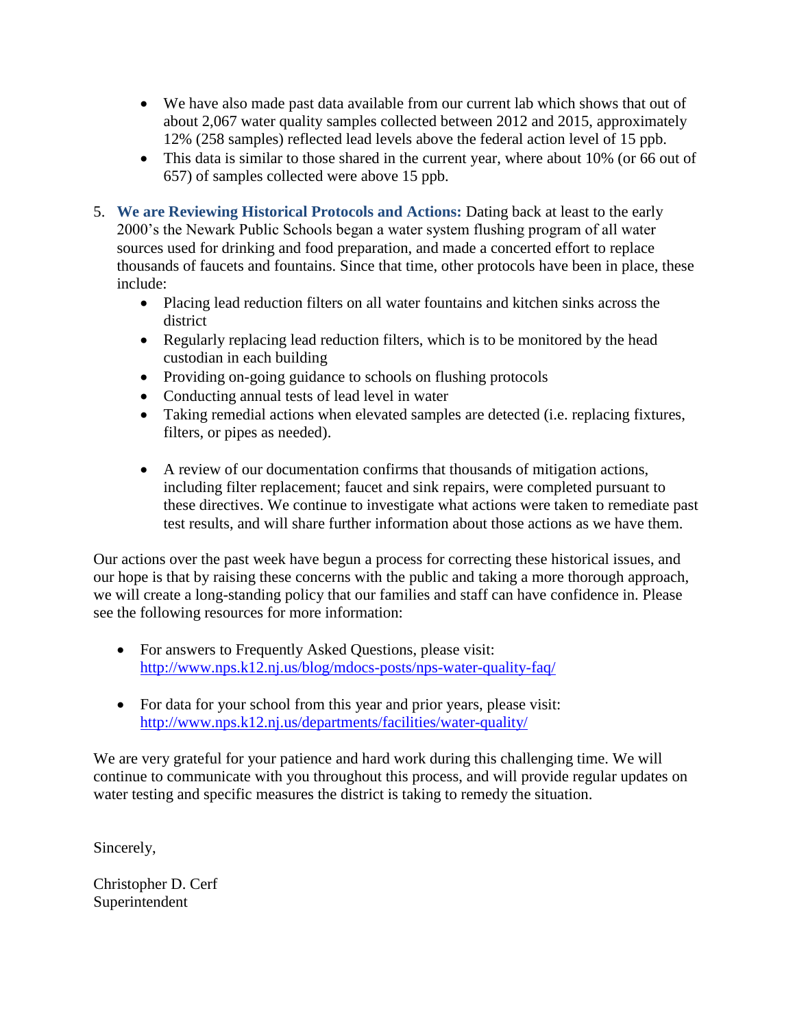- We have also made past data available from our current lab which shows that out of about 2,067 water quality samples collected between 2012 and 2015, approximately 12% (258 samples) reflected lead levels above the federal action level of 15 ppb.
- This data is similar to those shared in the current year, where about 10% (or 66 out of 657) of samples collected were above 15 ppb.

5. **We are Reviewing Historical Protocols and Actions:** Dating back at least to the early 2000's the Newark Public Schools began a water system flushing program of all water sources used for drinking and food preparation, and made a concerted effort to replace thousands of faucets and fountains. Since that time, other protocols have been in place, these include:
   - Placing lead reduction filters on all water fountains and kitchen sinks across the district
   - Regularly replacing lead reduction filters, which is to be monitored by the head custodian in each building
   - Providing on-going guidance to schools on flushing protocols
   - Conducting annual tests of lead level in water
   - Taking remedial actions when elevated samples are detected (i.e. replacing fixtures, filters, or pipes as needed).

   - A review of our documentation confirms that thousands of mitigation actions, including filter replacement; faucet and sink repairs, were completed pursuant to these directives. We continue to investigate what actions were taken to remediate past test results, and will share further information about those actions as we have them.

Our actions over the past week have begun a process for correcting these historical issues, and our hope is that by raising these concerns with the public and taking a more thorough approach, we will create a long-standing policy that our families and staff can have confidence in. Please see the following resources for more information:

- For answers to Frequently Asked Questions, please visit: http://www.nps.k12.nj.us/blog/mdocs-posts/nps-water-quality-faq/

- For data for your school from this year and prior years, please visit: http://www.nps.k12.nj.us/departments/facilities/water-quality/

We are very grateful for your patience and hard work during this challenging time. We will continue to communicate with you throughout this process, and will provide regular updates on water testing and specific measures the district is taking to remedy the situation.

Sincerely,

Christopher D. Cerf
Superintendent